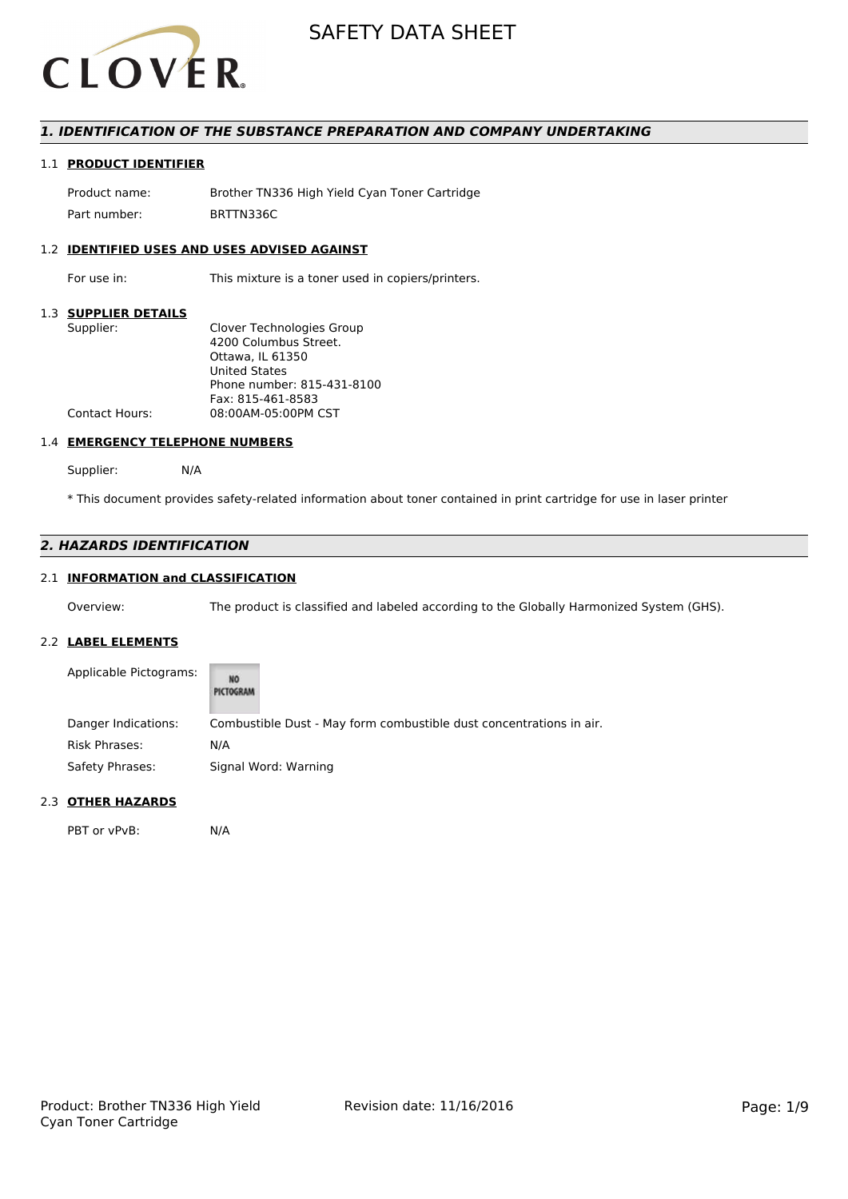# SAFETY DATA SHEET

## 1. IDENTIFICATION OF THE SUBSTANCE PREPARATION AND COMPANY UNDERTAKING

### 1.1 PRODUCT IDENTIFIER

| | |
|---|---|
| Product name: | Brother TN336 High Yield Cyan Toner Cartridge |
| Part number: | BRTTN336C |

### 1.2 IDENTIFIED USES AND USES ADVISED AGAINST

| | |
|---|---|
| For use in: | This mixture is a toner used in copiers/printers. |

### 1.3 SUPPLIER DETAILS

| | |
|---|---|
| Supplier: | Clover Technologies Group<br>4200 Columbus Street.<br>Ottawa, IL 61350<br>United States<br>Phone number: 815-431-8100<br>Fax: 815-461-8583 |
| Contact Hours: | 08:00AM-05:00PM CST |

### 1.4 EMERGENCY TELEPHONE NUMBERS

Supplier: N/A

* This document provides safety-related information about toner contained in print cartridge for use in laser printer

## 2. HAZARDS IDENTIFICATION

### 2.1 INFORMATION and CLASSIFICATION

| | |
|---|---|
| Overview: | The product is classified and labeled according to the Globally Harmonized System (GHS). |

### 2.2 LABEL ELEMENTS

| | |
|---|---|
| Applicable Pictograms: | NO PICTOGRAM |
| Danger Indications: | Combustible Dust - May form combustible dust concentrations in air. |
| Risk Phrases: | N/A |
| Safety Phrases: | Signal Word: Warning |

### 2.3 OTHER HAZARDS

| | |
|---|---|
| PBT or vPvB: | N/A |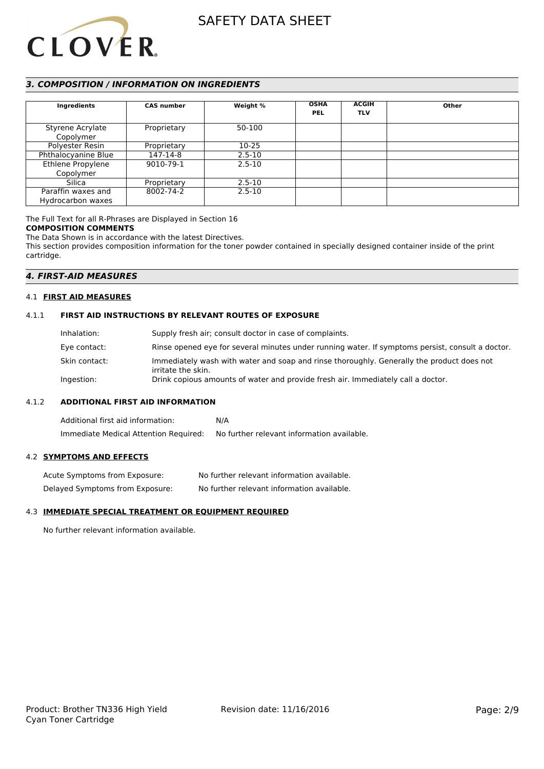## *3. COMPOSITION / INFORMATION ON INGREDIENTS*

| Ingredients | CAS number | Weight % | OSHA PEL | ACGIH TLV | Other |
|---|---|---|---|---|---|
| Styrene Acrylate Copolymer | Proprietary | 50-100 | | | |
| Polyester Resin | Proprietary | 10-25 | | | |
| Phthalocyanine Blue | 147-14-8 | 2.5-10 | | | |
| Ethlene Propylene Copolymer | 9010-79-1 | 2.5-10 | | | |
| Silica | Proprietary | 2.5-10 | | | |
| Paraffin waxes and Hydrocarbon waxes | 8002-74-2 | 2.5-10 | | | |

The Full Text for all R-Phrases are Displayed in Section 16

**COMPOSITION COMMENTS**

The Data Shown is in accordance with the latest Directives.

This section provides composition information for the toner powder contained in specially designed container inside of the print cartridge.

## *4. FIRST-AID MEASURES*

4.1 **FIRST AID MEASURES**

4.1.1 **FIRST AID INSTRUCTIONS BY RELEVANT ROUTES OF EXPOSURE**

Inhalation: Supply fresh air; consult doctor in case of complaints.

Eye contact: Rinse opened eye for several minutes under running water. If symptoms persist, consult a doctor.

Skin contact: Immediately wash with water and soap and rinse thoroughly. Generally the product does not irritate the skin.

Ingestion: Drink copious amounts of water and provide fresh air. Immediately call a doctor.

4.1.2 **ADDITIONAL FIRST AID INFORMATION**

Additional first aid information: N/A

Immediate Medical Attention Required: No further relevant information available.

4.2 **SYMPTOMS AND EFFECTS**

Acute Symptoms from Exposure: No further relevant information available.

Delayed Symptoms from Exposure: No further relevant information available.

4.3 **IMMEDIATE SPECIAL TREATMENT OR EQUIPMENT REQUIRED**

No further relevant information available.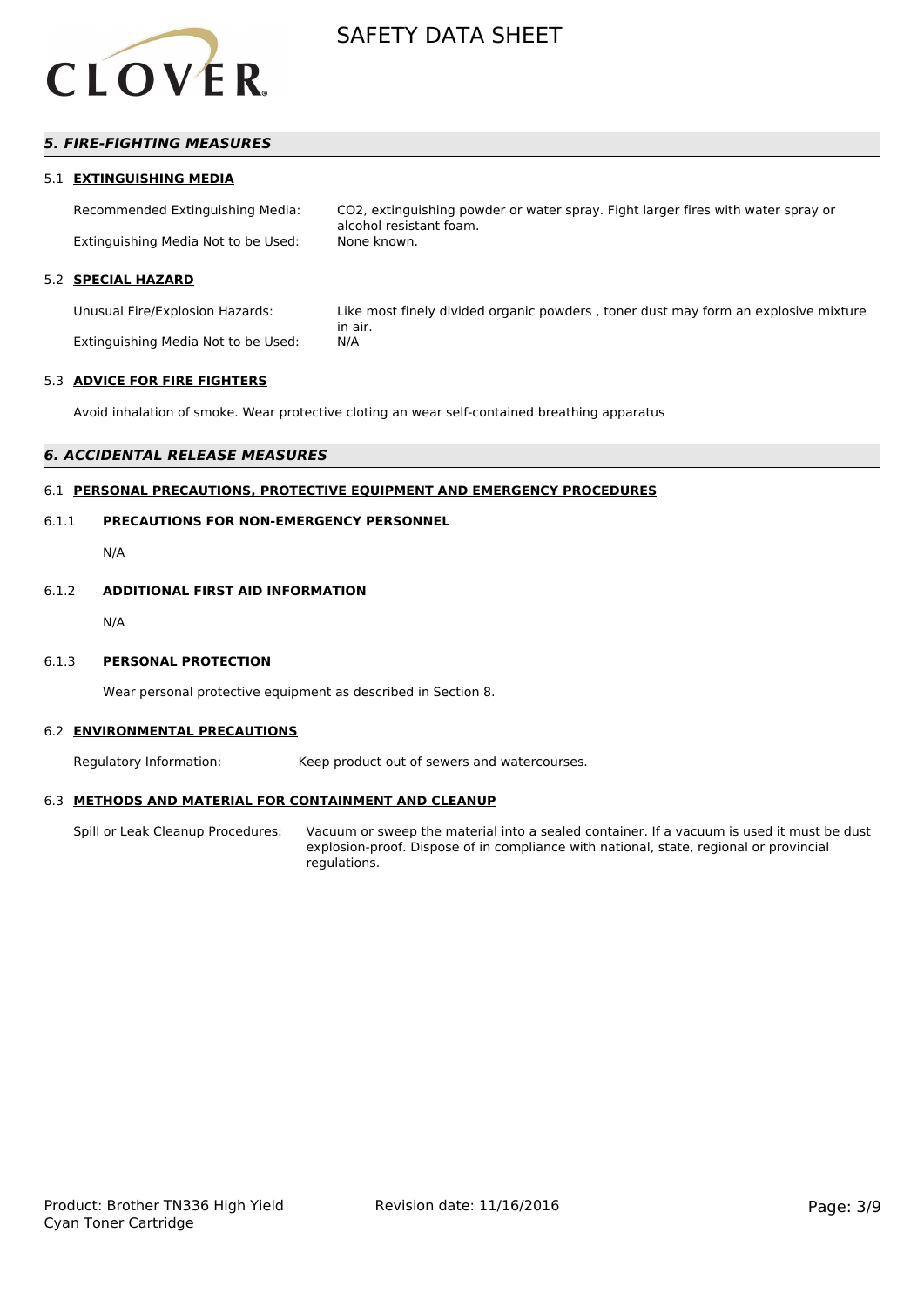## 5. FIRE-FIGHTING MEASURES

### 5.1 EXTINGUISHING MEDIA

Recommended Extinguishing Media: $CO_2$, extinguishing powder or water spray. Fight larger fires with water spray or alcohol resistant foam.

Extinguishing Media Not to be Used: None known.

### 5.2 SPECIAL HAZARD

Unusual Fire/Explosion Hazards: Like most finely divided organic powders , toner dust may form an explosive mixture in air.

Extinguishing Media Not to be Used: N/A

### 5.3 ADVICE FOR FIRE FIGHTERS

Avoid inhalation of smoke. Wear protective cloting an wear self-contained breathing apparatus

## 6. ACCIDENTAL RELEASE MEASURES

### 6.1 PERSONAL PRECAUTIONS, PROTECTIVE EQUIPMENT AND EMERGENCY PROCEDURES

#### 6.1.1 PRECAUTIONS FOR NON-EMERGENCY PERSONNEL

N/A

#### 6.1.2 ADDITIONAL FIRST AID INFORMATION

N/A

#### 6.1.3 PERSONAL PROTECTION

Wear personal protective equipment as described in Section 8.

### 6.2 ENVIRONMENTAL PRECAUTIONS

Regulatory Information: Keep product out of sewers and watercourses.

### 6.3 METHODS AND MATERIAL FOR CONTAINMENT AND CLEANUP

Spill or Leak Cleanup Procedures: Vacuum or sweep the material into a sealed container. If a vacuum is used it must be dust explosion-proof. Dispose of in compliance with national, state, regional or provincial regulations.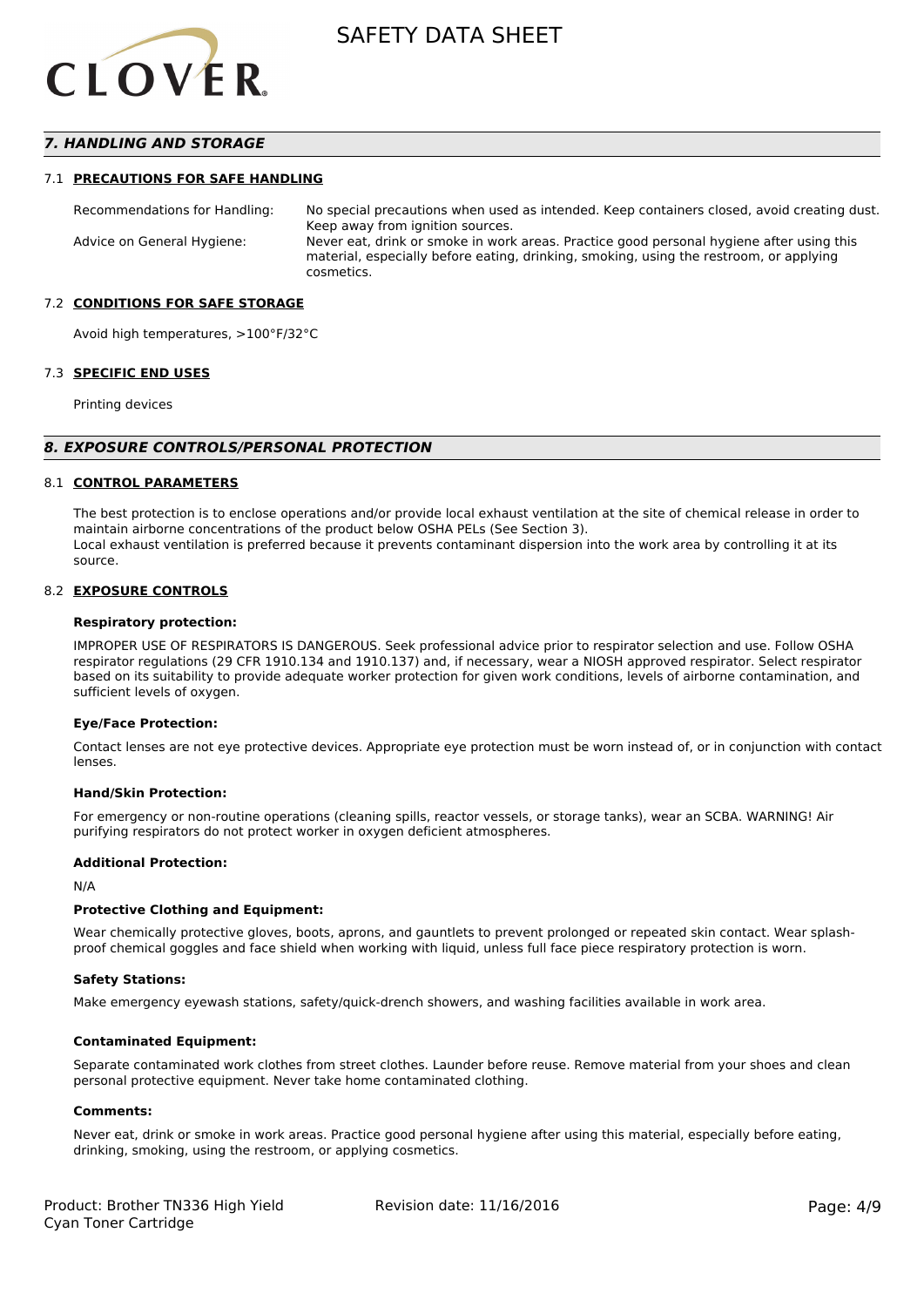## 7. HANDLING AND STORAGE

### 7.1 PRECAUTIONS FOR SAFE HANDLING

| | |
|---|---|
| Recommendations for Handling: | No special precautions when used as intended. Keep containers closed, avoid creating dust. Keep away from ignition sources. |
| Advice on General Hygiene: | Never eat, drink or smoke in work areas. Practice good personal hygiene after using this material, especially before eating, drinking, smoking, using the restroom, or applying cosmetics. |

### 7.2 CONDITIONS FOR SAFE STORAGE

Avoid high temperatures, >100°F/32°C

### 7.3 SPECIFIC END USES

Printing devices

## 8. EXPOSURE CONTROLS/PERSONAL PROTECTION

### 8.1 CONTROL PARAMETERS

The best protection is to enclose operations and/or provide local exhaust ventilation at the site of chemical release in order to maintain airborne concentrations of the product below OSHA PELs (See Section 3).
Local exhaust ventilation is preferred because it prevents contaminant dispersion into the work area by controlling it at its source.

### 8.2 EXPOSURE CONTROLS

**Respiratory protection:**

IMPROPER USE OF RESPIRATORS IS DANGEROUS. Seek professional advice prior to respirator selection and use. Follow OSHA respirator regulations (29 CFR 1910.134 and 1910.137) and, if necessary, wear a NIOSH approved respirator. Select respirator based on its suitability to provide adequate worker protection for given work conditions, levels of airborne contamination, and sufficient levels of oxygen.

**Eye/Face Protection:**

Contact lenses are not eye protective devices. Appropriate eye protection must be worn instead of, or in conjunction with contact lenses.

**Hand/Skin Protection:**

For emergency or non-routine operations (cleaning spills, reactor vessels, or storage tanks), wear an SCBA. WARNING! Air purifying respirators do not protect worker in oxygen deficient atmospheres.

**Additional Protection:**

N/A

**Protective Clothing and Equipment:**

Wear chemically protective gloves, boots, aprons, and gauntlets to prevent prolonged or repeated skin contact. Wear splash-proof chemical goggles and face shield when working with liquid, unless full face piece respiratory protection is worn.

**Safety Stations:**

Make emergency eyewash stations, safety/quick-drench showers, and washing facilities available in work area.

**Contaminated Equipment:**

Separate contaminated work clothes from street clothes. Launder before reuse. Remove material from your shoes and clean personal protective equipment. Never take home contaminated clothing.

**Comments:**

Never eat, drink or smoke in work areas. Practice good personal hygiene after using this material, especially before eating, drinking, smoking, using the restroom, or applying cosmetics.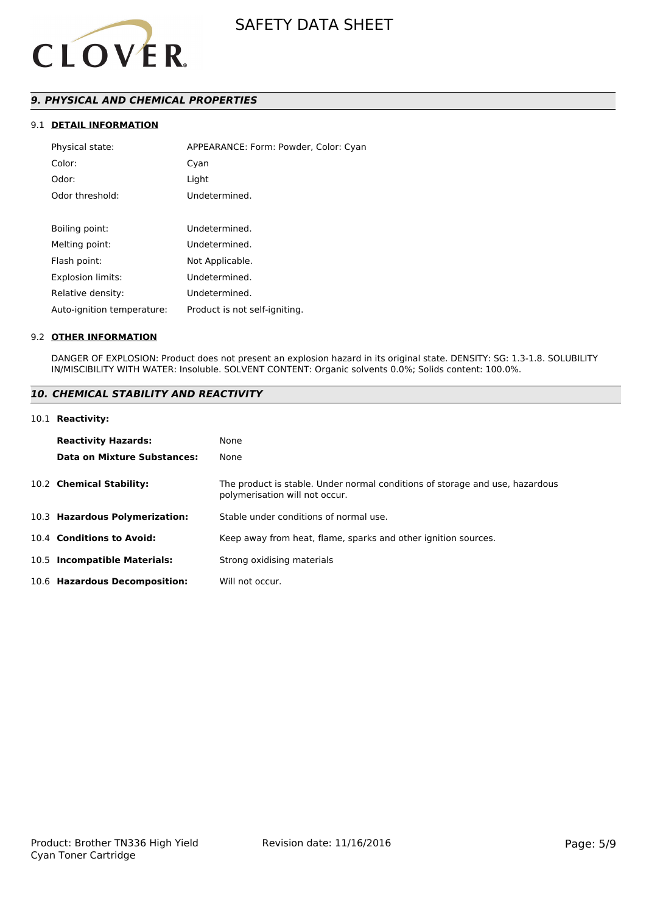## *9. PHYSICAL AND CHEMICAL PROPERTIES*

### 9.1 DETAIL INFORMATION

| | |
|---|---|
| Physical state: | APPEARANCE: Form: Powder, Color: Cyan |
| Color: | Cyan |
| Odor: | Light |
| Odor threshold: | Undetermined. |
| Boiling point: | Undetermined. |
| Melting point: | Undetermined. |
| Flash point: | Not Applicable. |
| Explosion limits: | Undetermined. |
| Relative density: | Undetermined. |
| Auto-ignition temperature: | Product is not self-igniting. |

### 9.2 OTHER INFORMATION

DANGER OF EXPLOSION: Product does not present an explosion hazard in its original state. DENSITY: SG: 1.3-1.8. SOLUBILITY IN/MISCIBILITY WITH WATER: Insoluble. SOLVENT CONTENT: Organic solvents 0.0%; Solids content: 100.0%.

## *10. CHEMICAL STABILITY AND REACTIVITY*

### 10.1 Reactivity:

| | |
|---|---|
| **Reactivity Hazards:** | None |
| **Data on Mixture Substances:** | None |

| | |
|---|---|
| 10.2 **Chemical Stability:** | The product is stable. Under normal conditions of storage and use, hazardous polymerisation will not occur. |
| 10.3 **Hazardous Polymerization:** | Stable under conditions of normal use. |
| 10.4 **Conditions to Avoid:** | Keep away from heat, flame, sparks and other ignition sources. |
| 10.5 **Incompatible Materials:** | Strong oxidising materials |
| 10.6 **Hazardous Decomposition:** | Will not occur. |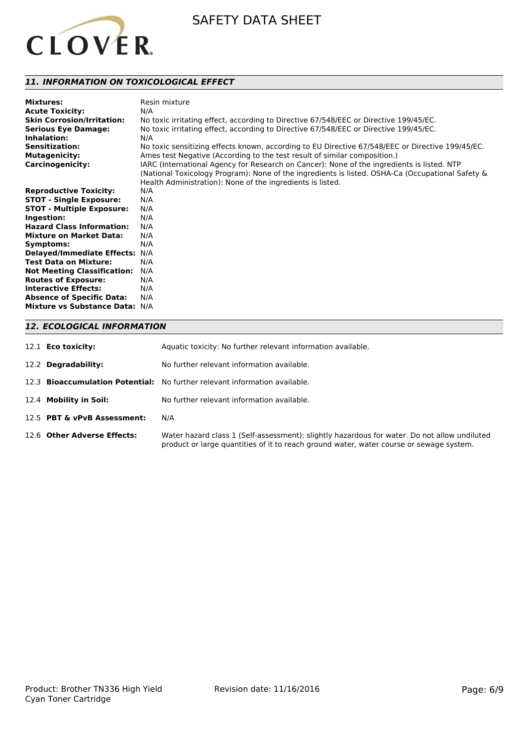## *11. INFORMATION ON TOXICOLOGICAL EFFECT*

| | |
|---|---|
| **Mixtures:** | Resin mixture |
| **Acute Toxicity:** | N/A |
| **Skin Corrosion/Irritation:** | No toxic irritating effect, according to Directive 67/548/EEC or Directive 199/45/EC. |
| **Serious Eye Damage:** | No toxic irritating effect, according to Directive 67/548/EEC or Directive 199/45/EC. |
| **Inhalation:** | N/A |
| **Sensitization:** | No toxic sensitizing effects known, according to EU Directive 67/548/EEC or Directive 199/45/EC. |
| **Mutagenicity:** | Ames test Negative (According to the test result of similar composition.) |
| **Carcinogenicity:** | IARC (International Agency for Research on Cancer): None of the ingredients is listed. NTP (National Toxicology Program): None of the ingredients is listed. OSHA-Ca (Occupational Safety & Health Administration): None of the ingredients is listed. |
| **Reproductive Toxicity:** | N/A |
| **STOT - Single Exposure:** | N/A |
| **STOT - Multiple Exposure:** | N/A |
| **Ingestion:** | N/A |
| **Hazard Class Information:** | N/A |
| **Mixture on Market Data:** | N/A |
| **Symptoms:** | N/A |
| **Delayed/Immediate Effects:** | N/A |
| **Test Data on Mixture:** | N/A |
| **Not Meeting Classification:** | N/A |
| **Routes of Exposure:** | N/A |
| **Interactive Effects:** | N/A |
| **Absence of Specific Data:** | N/A |
| **Mixture vs Substance Data:** | N/A |

## *12. ECOLOGICAL INFORMATION*

| | |
|---|---|
| 12.1 **Eco toxicity:** | Aquatic toxicity: No further relevant information available. |
| 12.2 **Degradability:** | No further relevant information available. |
| 12.3 **Bioaccumulation Potential:** | No further relevant information available. |
| 12.4 **Mobility in Soil:** | No further relevant information available. |
| 12.5 **PBT & vPvB Assessment:** | N/A |
| 12.6 **Other Adverse Effects:** | Water hazard class 1 (Self-assessment): slightly hazardous for water. Do not allow undiluted product or large quantities of it to reach ground water, water course or sewage system. |

Product: Brother TN336 High Yield Cyan Toner Cartridge

Revision date: 11/16/2016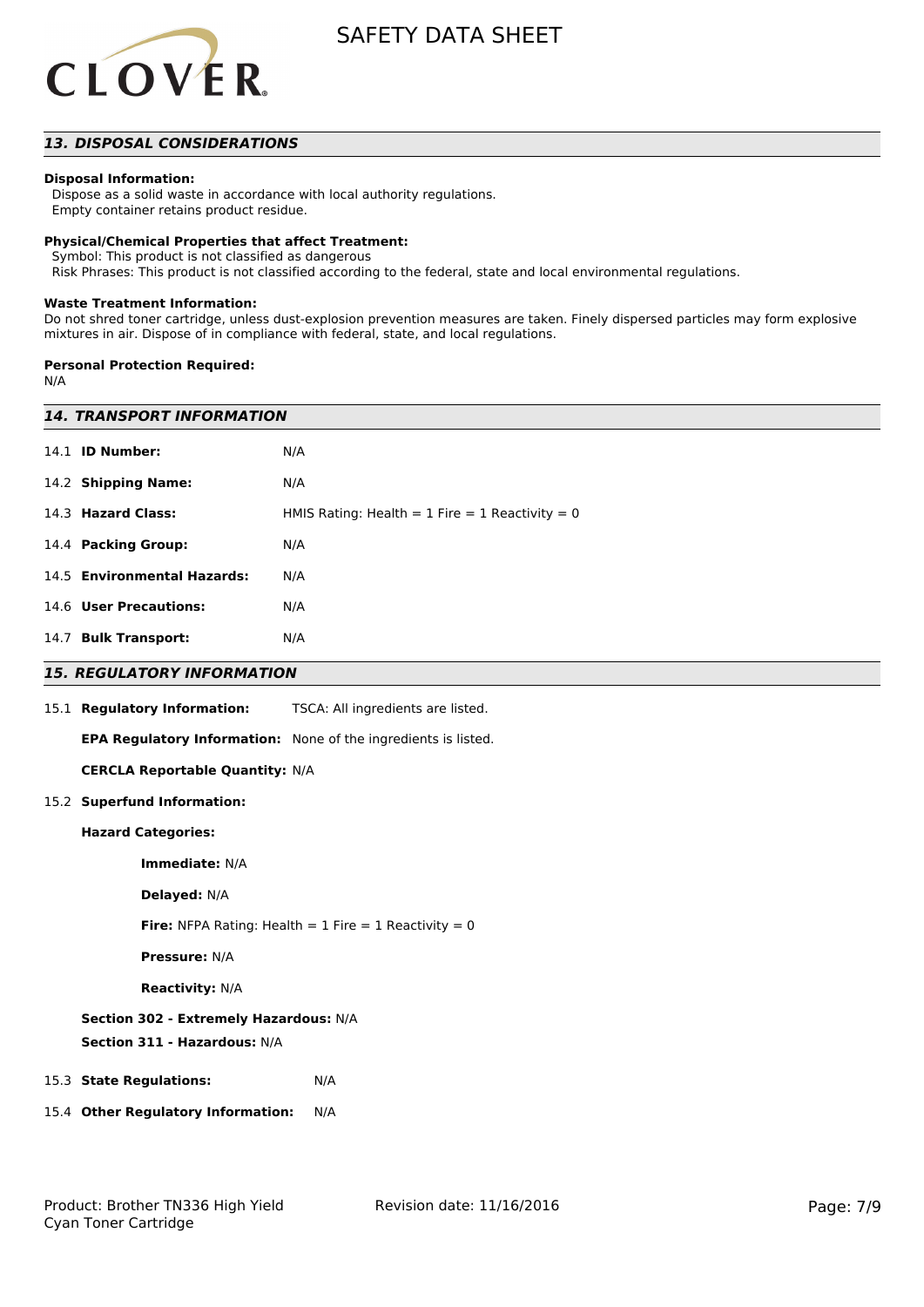## 13. DISPOSAL CONSIDERATIONS

**Disposal Information:**
Dispose as a solid waste in accordance with local authority regulations.
Empty container retains product residue.

**Physical/Chemical Properties that affect Treatment:**
Symbol: This product is not classified as dangerous
Risk Phrases: This product is not classified according to the federal, state and local environmental regulations.

**Waste Treatment Information:**
Do not shred toner cartridge, unless dust-explosion prevention measures are taken. Finely dispersed particles may form explosive mixtures in air. Dispose of in compliance with federal, state, and local regulations.

**Personal Protection Required:**
N/A

## 14. TRANSPORT INFORMATION

| | |
|---|---|
| 14.1 **ID Number:** | N/A |
| 14.2 **Shipping Name:** | N/A |
| 14.3 **Hazard Class:** | HMIS Rating: Health = 1 Fire = 1 Reactivity = 0 |
| 14.4 **Packing Group:** | N/A |
| 14.5 **Environmental Hazards:** | N/A |
| 14.6 **User Precautions:** | N/A |
| 14.7 **Bulk Transport:** | N/A |

## 15. REGULATORY INFORMATION

15.1 **Regulatory Information:** TSCA: All ingredients are listed.

**EPA Regulatory Information:** None of the ingredients is listed.

**CERCLA Reportable Quantity:** N/A

15.2 **Superfund Information:**

**Hazard Categories:**

**Immediate:** N/A

**Delayed:** N/A

**Fire:** NFPA Rating: Health = 1 Fire = 1 Reactivity = 0

**Pressure:** N/A

**Reactivity:** N/A

**Section 302 - Extremely Hazardous:** N/A

**Section 311 - Hazardous:** N/A

15.3 **State Regulations:** N/A

15.4 **Other Regulatory Information:** N/A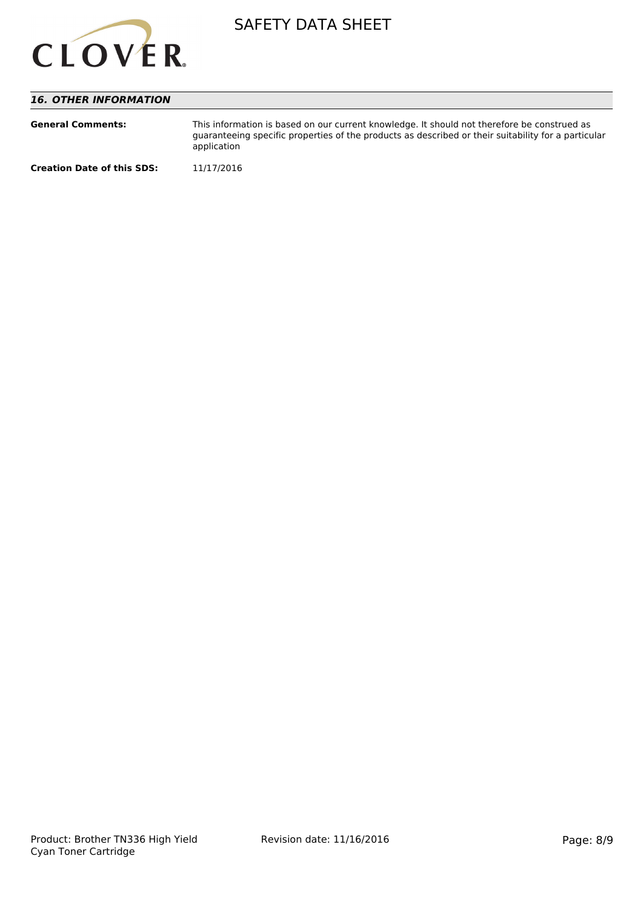## 16. OTHER INFORMATION

**General Comments:** This information is based on our current knowledge. It should not therefore be construed as guaranteeing specific properties of the products as described or their suitability for a particular application

**Creation Date of this SDS:** 11/17/2016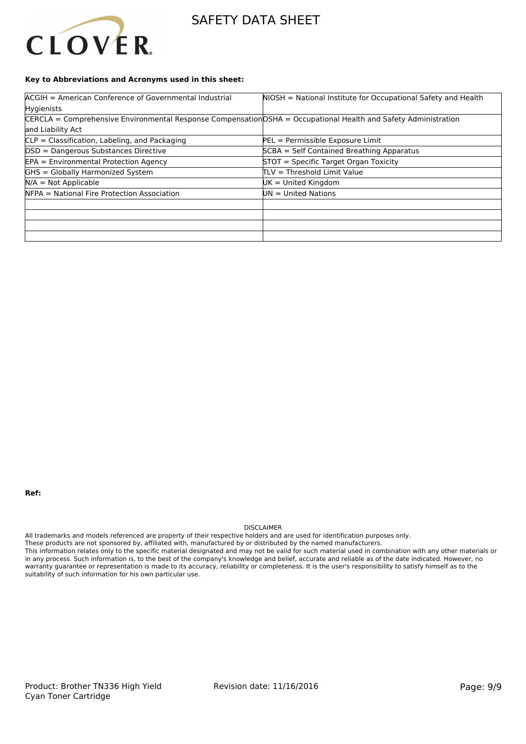**Key to Abbreviations and Acronyms used in this sheet:**

| | |
|---|---|
| ACGIH = American Conference of Governmental Industrial Hygienists | NIOSH = National Institute for Occupational Safety and Health |
| CERCLA = Comprehensive Environmental Response Compensation and Liability Act | OSHA = Occupational Health and Safety Administration |
| CLP = Classification, Labeling, and Packaging | PEL = Permissible Exposure Limit |
| DSD = Dangerous Substances Directive | SCBA = Self Contained Breathing Apparatus |
| EPA = Environmental Protection Agency | STOT = Specific Target Organ Toxicity |
| GHS = Globally Harmonized System | TLV = Threshold Limit Value |
| N/A = Not Applicable | UK = United Kingdom |
| NFPA = National Fire Protection Association | UN = United Nations |
| | |
| | |
| | |
| | |

**Ref:**

DISCLAIMER

All trademarks and models referenced are property of their respective holders and are used for identification purposes only.
These products are not sponsored by, affiliated with, manufactured by or distributed by the named manufacturers.
This information relates only to the specific material designated and may not be valid for such material used in combination with any other materials or in any process. Such information is, to the best of the company's knowledge and belief, accurate and reliable as of the date indicated. However, no warranty guarantee or representation is made to its accuracy, reliability or completeness. It is the user's responsibility to satisfy himself as to the suitability of such information for his own particular use.

Product: Brother TN336 High Yield Cyan Toner Cartridge

Revision date: 11/16/2016